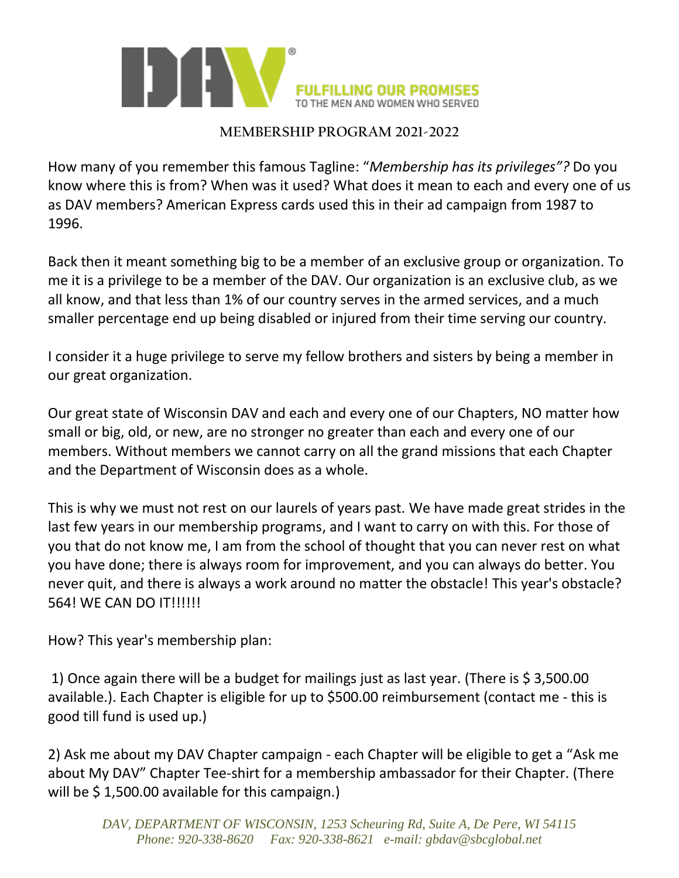DAV®

**FULFILLING OUR PROMISES**
TO THE MEN AND WOMEN WHO SERVED

## MEMBERSHIP PROGRAM 2021-2022

How many of you remember this famous Tagline: "*Membership has its privileges"?* Do you know where this is from? When was it used? What does it mean to each and every one of us as DAV members? American Express cards used this in their ad campaign from 1987 to 1996.

Back then it meant something big to be a member of an exclusive group or organization. To me it is a privilege to be a member of the DAV. Our organization is an exclusive club, as we all know, and that less than 1% of our country serves in the armed services, and a much smaller percentage end up being disabled or injured from their time serving our country.

I consider it a huge privilege to serve my fellow brothers and sisters by being a member in our great organization.

Our great state of Wisconsin DAV and each and every one of our Chapters, NO matter how small or big, old, or new, are no stronger no greater than each and every one of our members. Without members we cannot carry on all the grand missions that each Chapter and the Department of Wisconsin does as a whole.

This is why we must not rest on our laurels of years past. We have made great strides in the last few years in our membership programs, and I want to carry on with this. For those of you that do not know me, I am from the school of thought that you can never rest on what you have done; there is always room for improvement, and you can always do better. You never quit, and there is always a work around no matter the obstacle! This year's obstacle? 564! WE CAN DO IT!!!!!!

How? This year's membership plan:

1) Once again there will be a budget for mailings just as last year. (There is $ 3,500.00 available.). Each Chapter is eligible for up to $500.00 reimbursement (contact me - this is good till fund is used up.)

2) Ask me about my DAV Chapter campaign - each Chapter will be eligible to get a "Ask me about My DAV" Chapter Tee-shirt for a membership ambassador for their Chapter. (There will be $ 1,500.00 available for this campaign.)

*DAV, DEPARTMENT OF WISCONSIN, 1253 Scheuring Rd, Suite A, De Pere, WI 54115*
*Phone: 920-338-8620 Fax: 920-338-8621 e-mail: gbdav@sbcglobal.net*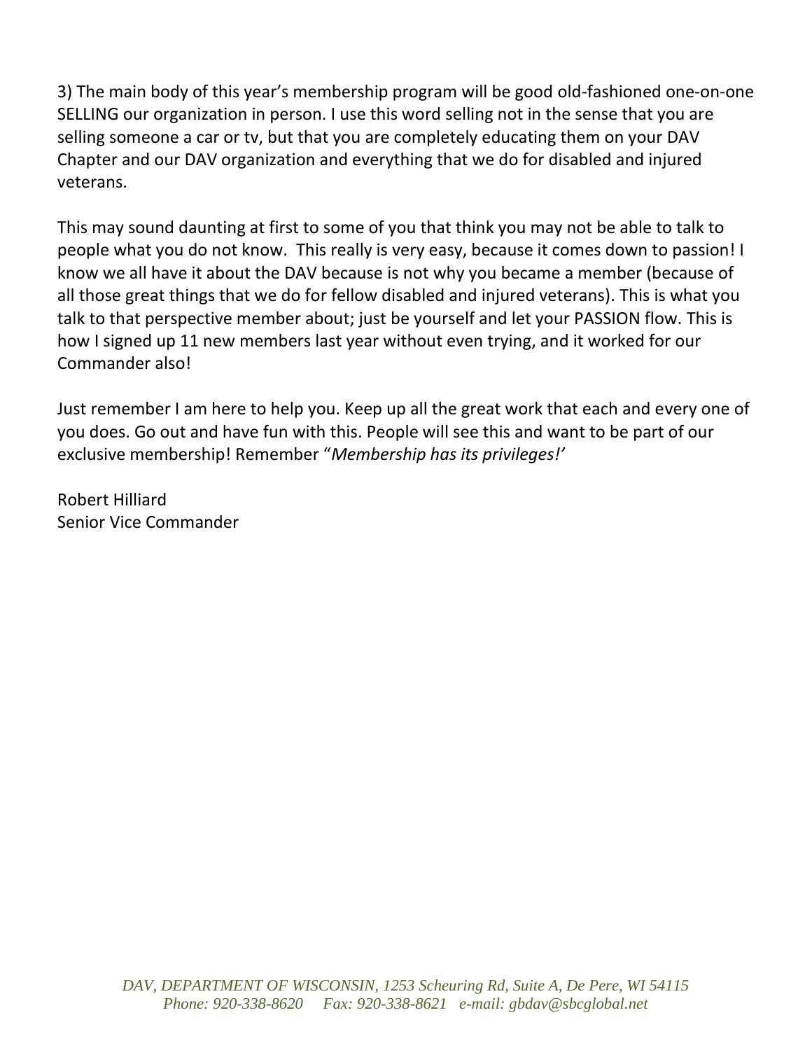3) The main body of this year's membership program will be good old-fashioned one-on-one SELLING our organization in person. I use this word selling not in the sense that you are selling someone a car or tv, but that you are completely educating them on your DAV Chapter and our DAV organization and everything that we do for disabled and injured veterans.

This may sound daunting at first to some of you that think you may not be able to talk to people what you do not know. This really is very easy, because it comes down to passion! I know we all have it about the DAV because is not why you became a member (because of all those great things that we do for fellow disabled and injured veterans). This is what you talk to that perspective member about; just be yourself and let your PASSION flow. This is how I signed up 11 new members last year without even trying, and it worked for our Commander also!

Just remember I am here to help you. Keep up all the great work that each and every one of you does. Go out and have fun with this. People will see this and want to be part of our exclusive membership! Remember "*Membership has its privileges!'*

Robert Hilliard  
Senior Vice Commander

*DAV, DEPARTMENT OF WISCONSIN, 1253 Scheuring Rd, Suite A, De Pere, WI 54115*  
*Phone: 920-338-8620 Fax: 920-338-8621 e-mail: gbdav@sbcglobal.net*